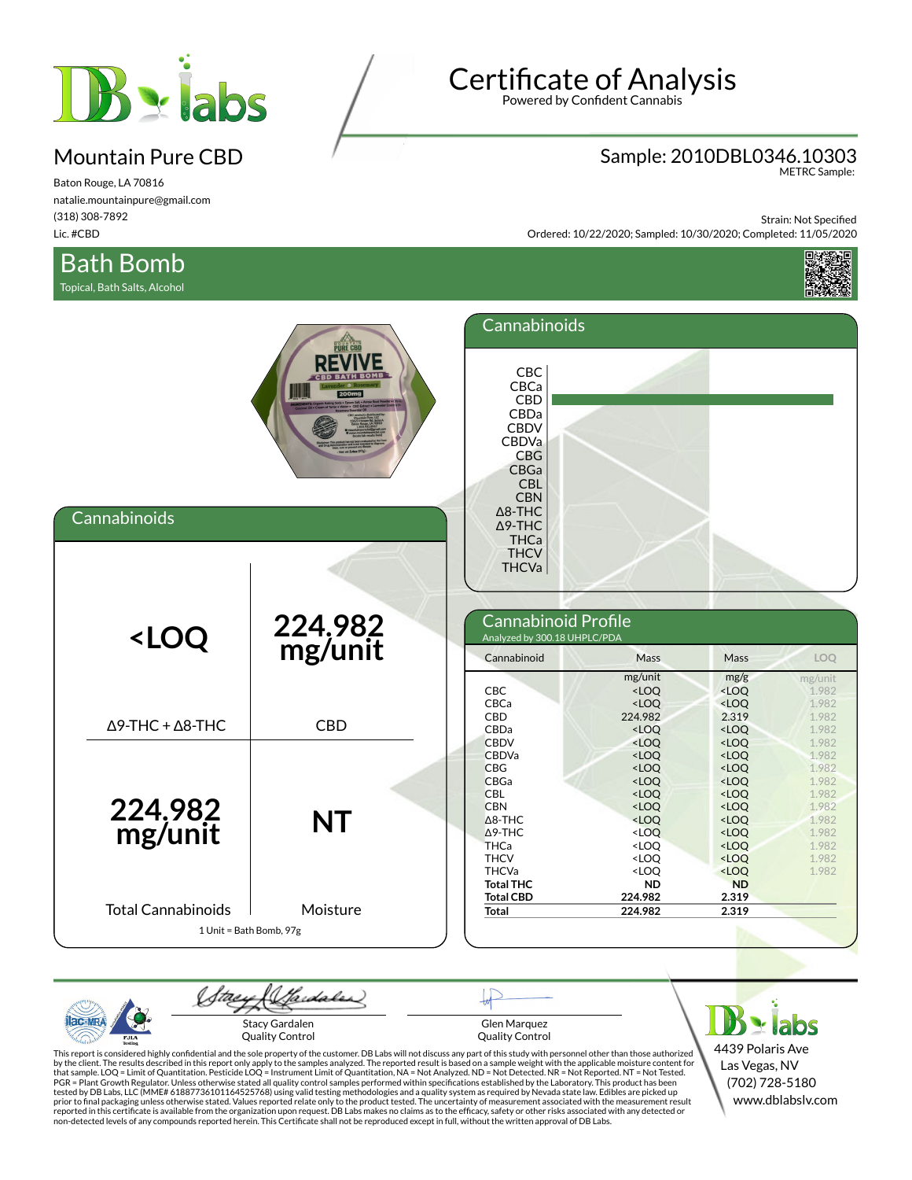# Certificate of Analysis

Powered by Confident Cannabis

## Mountain Pure CBD

Baton Rouge, LA 70816
natalie.mountainpure@gmail.com
(318) 308-7892
Lic. #CBD

**Sample: 2010DBL0346.10303**
METRC Sample:

Strain: Not Specified
Ordered: 10/22/2020; Sampled: 10/30/2020; Completed: 11/05/2020

## Bath Bomb

Topical, Bath Salts, Alcohol

## Cannabinoids

| <LOQ | 224.982 mg/unit |
|---|---|
| Δ9-THC + Δ8-THC | CBD |
| **224.982 mg/unit** | **NT** |
| Total Cannabinoids | Moisture |

1 Unit = Bath Bomb, 97g

## Cannabinoid Profile

Analyzed by 300.18 UHPLC/PDA

| Cannabinoid | Mass mg/unit | Mass mg/g | LOQ mg/unit |
|---|---|---|---|
| CBC | <LOQ | <LOQ | 1.982 |
| CBCa | <LOQ | <LOQ | 1.982 |
| CBD | 224.982 | 2.319 | 1.982 |
| CBDa | <LOQ | <LOQ | 1.982 |
| CBDV | <LOQ | <LOQ | 1.982 |
| CBDVa | <LOQ | <LOQ | 1.982 |
| CBG | <LOQ | <LOQ | 1.982 |
| CBGa | <LOQ | <LOQ | 1.982 |
| CBL | <LOQ | <LOQ | 1.982 |
| CBN | <LOQ | <LOQ | 1.982 |
| Δ8-THC | <LOQ | <LOQ | 1.982 |
| Δ9-THC | <LOQ | <LOQ | 1.982 |
| THCa | <LOQ | <LOQ | 1.982 |
| THCV | <LOQ | <LOQ | 1.982 |
| THCVa | <LOQ | <LOQ | 1.982 |
| **Total THC** | **ND** | **ND** | |
| **Total CBD** | **224.982** | **2.319** | |
| **Total** | **224.982** | **2.319** | |

Stacy Gardalen
Quality Control

Glen Marquez
Quality Control

This report is considered highly confidential and the sole property of the customer. DB Labs will not discuss any part of this study with personnel other than those authorized by the client. The results described in this report only apply to the samples analyzed. The reported result is based on a sample weight with the applicable moisture content for that sample. LOQ = Limit of Quantitation. Pesticide LOQ = Instrument Limit of Quantitation, NA = Not Analyzed. ND = Not Detected. NR = Not Reported. NT = Not Tested. PGR = Plant Growth Regulator. Unless otherwise stated all quality control samples performed within specifications established by the Laboratory. This product has been tested by DB Labs, LLC (MME# 61887736101164525768) using valid testing methodologies and a quality system as required by Nevada state law. Edibles are picked up prior to final packaging unless otherwise stated. Values reported relate only to the product tested. The uncertainty of measurement associated with the measurement result reported in this certificate is available from the organization upon request. DB Labs makes no claims as to the efficacy, safety or other risks associated with any detected or non-detected levels of any compounds reported herein. This Certificate shall not be reproduced except in full, without the written approval of DB Labs.

DB labs
4439 Polaris Ave
Las Vegas, NV
(702) 728-5180
www.dblabslv.com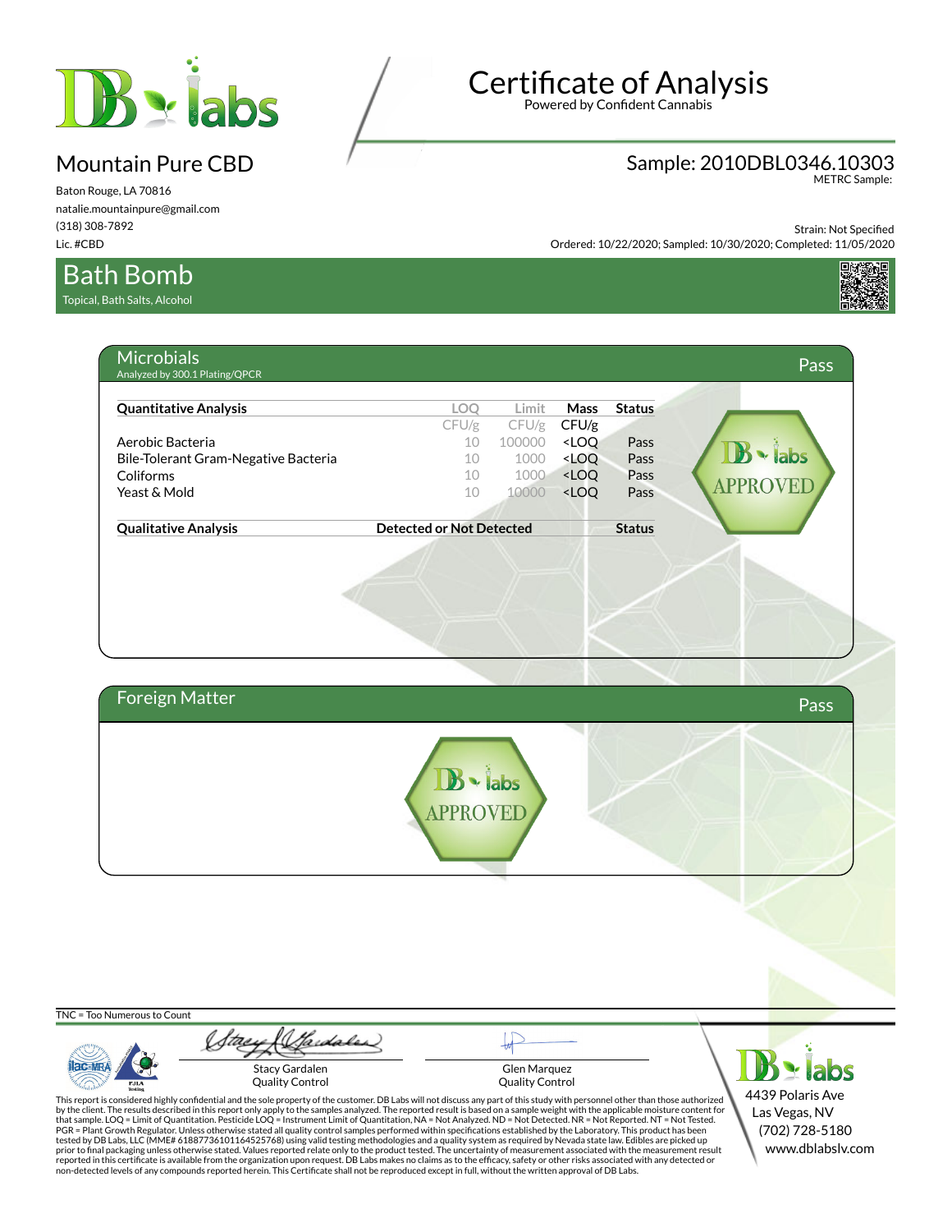# Certificate of Analysis

Powered by Confident Cannabis

## Mountain Pure CBD

Baton Rouge, LA 70816
natalie.mountainpure@gmail.com
(318) 308-7892
Lic. #CBD

Sample: 2010DBL0346.10303
METRC Sample:

Strain: Not Specified
Ordered: 10/22/2020; Sampled: 10/30/2020; Completed: 11/05/2020

## Bath Bomb

Topical, Bath Salts, Alcohol

### Microbials — Pass

Analyzed by 300.1 Plating/QPCR

| Quantitative Analysis | LOQ CFU/g | Limit CFU/g | Mass CFU/g | Status |
|---|---|---|---|---|
| Aerobic Bacteria | 10 | 100000 | <LOQ | Pass |
| Bile-Tolerant Gram-Negative Bacteria | 10 | 1000 | <LOQ | Pass |
| Coliforms | 10 | 1000 | <LOQ | Pass |
| Yeast & Mold | 10 | 10000 | <LOQ | Pass |

| Qualitative Analysis | Detected or Not Detected | Status |
|---|---|---|

DB labs APPROVED

### Foreign Matter — Pass

DB labs APPROVED

TNC = Too Numerous to Count

Stacy Gardalen
Quality Control

Glen Marquez
Quality Control

This report is considered highly confidential and the sole property of the customer. DB Labs will not discuss any part of this study with personnel other than those authorized by the client. The results described in this report only apply to the samples analyzed. The reported result is based on a sample weight with the applicable moisture content for that sample. LOQ = Limit of Quantitation. Pesticide LOQ = Instrument Limit of Quantitation, NA = Not Analyzed. ND = Not Detected. NR = Not Reported. NT = Not Tested. PGR = Plant Growth Regulator. Unless otherwise stated all quality control samples performed within specifications established by the Laboratory. This product has been tested by DB Labs, LLC (MME# 61887736101164525768) using valid testing methodologies and a quality system as required by Nevada state law. Edibles are picked up prior to final packaging unless otherwise stated. Values reported relate only to the product tested. The uncertainty of measurement associated with the measurement result reported in this certificate is available from the organization upon request. DB Labs makes no claims as to the efficacy, safety or other risks associated with any detected or non-detected levels of any compounds reported herein. This Certificate shall not be reproduced except in full, without the written approval of DB Labs.

DB labs
4439 Polaris Ave
Las Vegas, NV
(702) 728-5180
www.dblabslv.com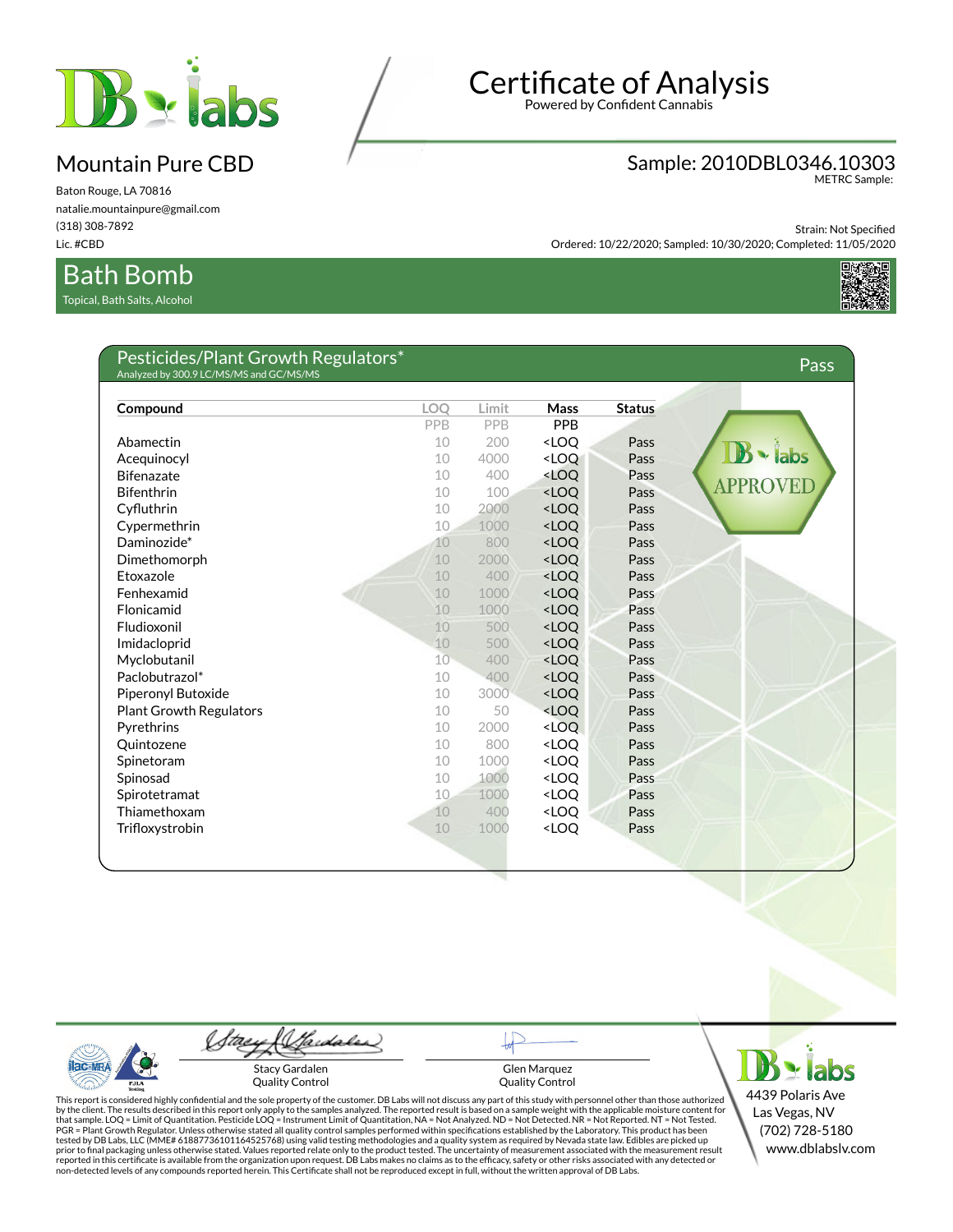# Certificate of Analysis

Powered by Confident Cannabis

## Mountain Pure CBD

Baton Rouge, LA 70816
natalie.mountainpure@gmail.com
(318) 308-7892
Lic. #CBD

**Sample: 2010DBL0346.10303**
METRC Sample:

Strain: Not Specified
Ordered: 10/22/2020; Sampled: 10/30/2020; Completed: 11/05/2020

## Bath Bomb

Topical, Bath Salts, Alcohol

### Pesticides/Plant Growth Regulators*

Analyzed by 300.9 LC/MS/MS and GC/MS/MS

**Pass**

| Compound | LOQ | Limit | Mass | Status |
|---|---|---|---|---|
| | PPB | PPB | PPB | |
| Abamectin | 10 | 200 | <LOQ | Pass |
| Acequinocyl | 10 | 4000 | <LOQ | Pass |
| Bifenazate | 10 | 400 | <LOQ | Pass |
| Bifenthrin | 10 | 100 | <LOQ | Pass |
| Cyfluthrin | 10 | 2000 | <LOQ | Pass |
| Cypermethrin | 10 | 1000 | <LOQ | Pass |
| Daminozide* | 10 | 800 | <LOQ | Pass |
| Dimethomorph | 10 | 2000 | <LOQ | Pass |
| Etoxazole | 10 | 400 | <LOQ | Pass |
| Fenhexamid | 10 | 1000 | <LOQ | Pass |
| Flonicamid | 10 | 1000 | <LOQ | Pass |
| Fludioxonil | 10 | 500 | <LOQ | Pass |
| Imidacloprid | 10 | 500 | <LOQ | Pass |
| Myclobutanil | 10 | 400 | <LOQ | Pass |
| Paclobutrazol* | 10 | 400 | <LOQ | Pass |
| Piperonyl Butoxide | 10 | 3000 | <LOQ | Pass |
| Plant Growth Regulators | 10 | 50 | <LOQ | Pass |
| Pyrethrins | 10 | 2000 | <LOQ | Pass |
| Quintozene | 10 | 800 | <LOQ | Pass |
| Spinetoram | 10 | 1000 | <LOQ | Pass |
| Spinosad | 10 | 1000 | <LOQ | Pass |
| Spirotetramat | 10 | 1000 | <LOQ | Pass |
| Thiamethoxam | 10 | 400 | <LOQ | Pass |
| Trifloxystrobin | 10 | 1000 | <LOQ | Pass |

DB labs APPROVED

Stacy Gardalen
Quality Control

Glen Marquez
Quality Control

This report is considered highly confidential and the sole property of the customer. DB Labs will not discuss any part of this study with personnel other than those authorized by the client. The results described in this report only apply to the samples analyzed. The reported result is based on a sample weight with the applicable moisture content for that sample. LOQ = Limit of Quantitation. Pesticide LOQ = Instrument Limit of Quantitation, NA = Not Analyzed. ND = Not Detected. NR = Not Reported. NT = Not Tested. PGR = Plant Growth Regulator. Unless otherwise stated all quality control samples performed within specifications established by the Laboratory. This product has been tested by DB Labs, LLC (MME# 61887736101164525768) using valid testing methodologies and a quality system as required by Nevada state law. Edibles are picked up prior to final packaging unless otherwise stated. Values reported relate only to the product tested. The uncertainty of measurement associated with the measurement result reported in this certificate is available from the organization upon request. DB Labs makes no claims as to the efficacy, safety or other risks associated with any detected or non-detected levels of any compounds reported herein. This Certificate shall not be reproduced except in full, without the written approval of DB Labs.

4439 Polaris Ave
Las Vegas, NV
(702) 728-5180
www.dblabslv.com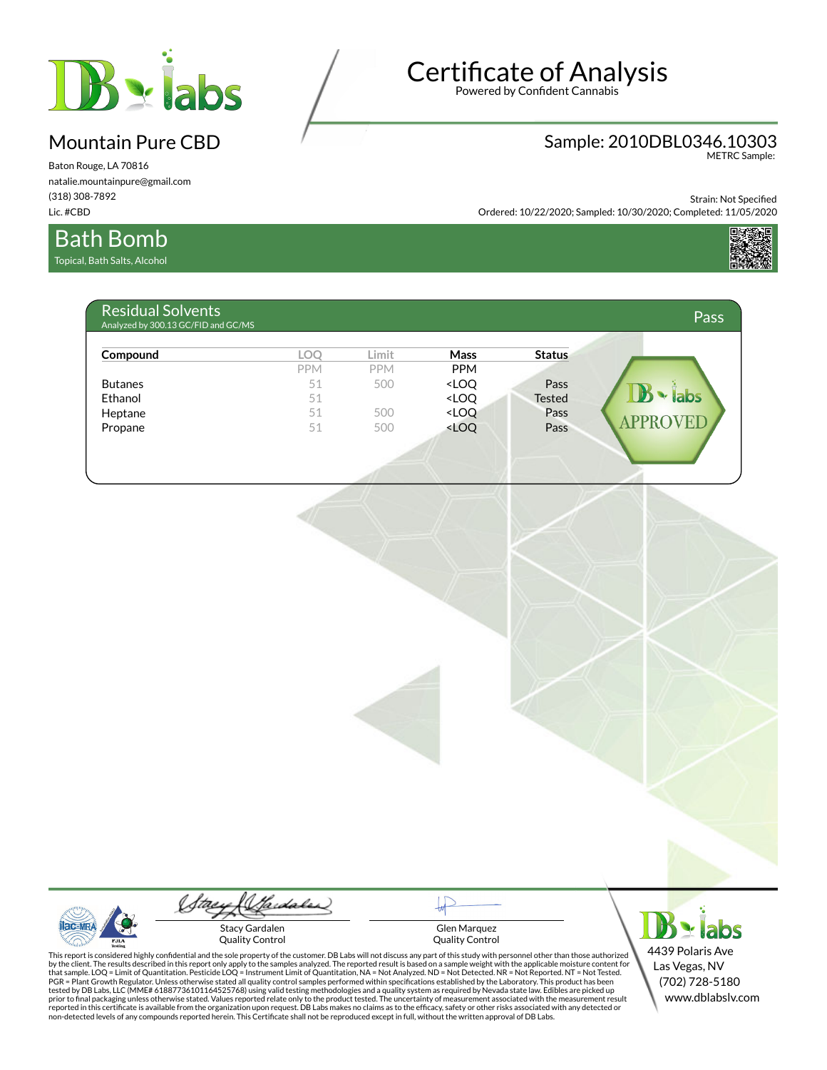# Certificate of Analysis

Powered by Confident Cannabis

## Mountain Pure CBD

Baton Rouge, LA 70816
natalie.mountainpure@gmail.com
(318) 308-7892
Lic. #CBD

**Sample: 2010DBL0346.10303**
METRC Sample:

Strain: Not Specified
Ordered: 10/22/2020; Sampled: 10/30/2020; Completed: 11/05/2020

## Bath Bomb

Topical, Bath Salts, Alcohol

### Residual Solvents

Analyzed by 300.13 GC/FID and GC/MS

**Pass**

| Compound | LOQ | Limit | Mass | Status |
|---|---|---|---|---|
| | PPM | PPM | PPM | |
| Butanes | 51 | 500 | <LOQ | Pass |
| Ethanol | 51 | | <LOQ | Tested |
| Heptane | 51 | 500 | <LOQ | Pass |
| Propane | 51 | 500 | <LOQ | Pass |

DB labs APPROVED

Stacy Gardalen
Quality Control

Glen Marquez
Quality Control

This report is considered highly confidential and the sole property of the customer. DB Labs will not discuss any part of this study with personnel other than those authorized by the client. The results described in this report only apply to the samples analyzed. The reported result is based on a sample weight with the applicable moisture content for that sample. LOQ = Limit of Quantitation. Pesticide LOQ = Instrument Limit of Quantitation, NA = Not Analyzed. ND = Not Detected. NR = Not Reported. NT = Not Tested. PGR = Plant Growth Regulator. Unless otherwise stated all quality control samples performed within specifications established by the Laboratory. This product has been tested by DB Labs, LLC (MME# 61887736101164525768) using valid testing methodologies and a quality system as required by Nevada state law. Edibles are picked up prior to final packaging unless otherwise stated. Values reported relate only to the product tested. The uncertainty of measurement associated with the measurement result reported in this certificate is available from the organization upon request. DB Labs makes no claims as to the efficacy, safety or other risks associated with any detected or non-detected levels of any compounds reported herein. This Certificate shall not be reproduced except in full, without the written approval of DB Labs.

DB labs
4439 Polaris Ave
Las Vegas, NV
(702) 728-5180
www.dblabslv.com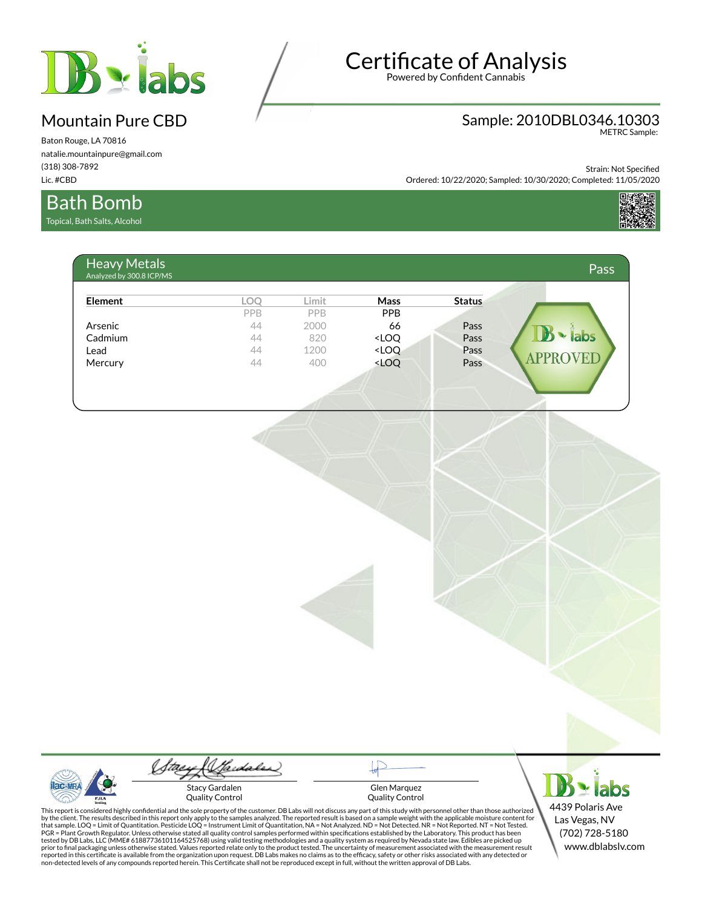# Certificate of Analysis

Powered by Confident Cannabis

## Mountain Pure CBD

Baton Rouge, LA 70816
natalie.mountainpure@gmail.com
(318) 308-7892
Lic. #CBD

Sample: 2010DBL0346.10303
METRC Sample:

Strain: Not Specified
Ordered: 10/22/2020; Sampled: 10/30/2020; Completed: 11/05/2020

## Bath Bomb

Topical, Bath Salts, Alcohol

### Heavy Metals

Analyzed by 300.8 ICP/MS

Pass

| Element | LOQ | Limit | Mass | Status |
|---|---|---|---|---|
| | PPB | PPB | PPB | |
| Arsenic | 44 | 2000 | 66 | Pass |
| Cadmium | 44 | 820 | <LOQ | Pass |
| Lead | 44 | 1200 | <LOQ | Pass |
| Mercury | 44 | 400 | <LOQ | Pass |

DB labs APPROVED

Stacy Gardalen
Quality Control

Glen Marquez
Quality Control

This report is considered highly confidential and the sole property of the customer. DB Labs will not discuss any part of this study with personnel other than those authorized by the client. The results described in this report only apply to the samples analyzed. The reported result is based on a sample weight with the applicable moisture content for that sample. LOQ = Limit of Quantitation. Pesticide LOQ = Instrument Limit of Quantitation, NA = Not Analyzed. ND = Not Detected. NR = Not Reported. NT = Not Tested. PGR = Plant Growth Regulator. Unless otherwise stated all quality control samples performed within specifications established by the Laboratory. This product has been tested by DB Labs, LLC (MME# 61887736101164525768) using valid testing methodologies and a quality system as required by Nevada state law. Edibles are picked up prior to final packaging unless otherwise stated. Values reported relate only to the product tested. The uncertainty of measurement associated with the measurement result reported in this certificate is available from the organization upon request. DB Labs makes no claims as to the efficacy, safety or other risks associated with any detected or non-detected levels of any compounds reported herein. This Certificate shall not be reproduced except in full, without the written approval of DB Labs.

4439 Polaris Ave
Las Vegas, NV
(702) 728-5180
www.dblabslv.com